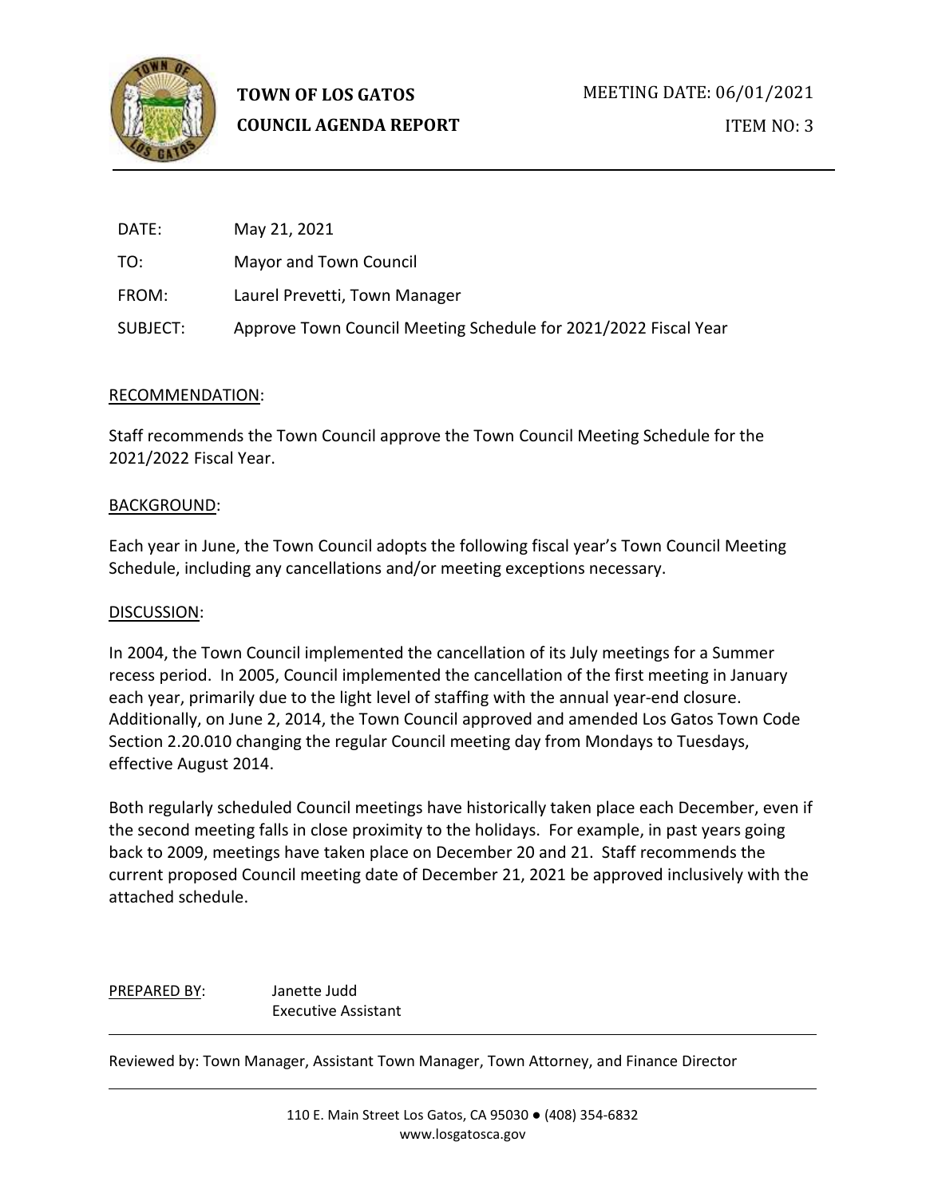**TOWN OF LOS GATOS**
**COUNCIL AGENDA REPORT**

MEETING DATE: 06/01/2021

ITEM NO: 3

| | |
|---|---|
| DATE: | May 21, 2021 |
| TO: | Mayor and Town Council |
| FROM: | Laurel Prevetti, Town Manager |
| SUBJECT: | Approve Town Council Meeting Schedule for 2021/2022 Fiscal Year |

RECOMMENDATION:

Staff recommends the Town Council approve the Town Council Meeting Schedule for the 2021/2022 Fiscal Year.

BACKGROUND:

Each year in June, the Town Council adopts the following fiscal year's Town Council Meeting Schedule, including any cancellations and/or meeting exceptions necessary.

DISCUSSION:

In 2004, the Town Council implemented the cancellation of its July meetings for a Summer recess period. In 2005, Council implemented the cancellation of the first meeting in January each year, primarily due to the light level of staffing with the annual year-end closure. Additionally, on June 2, 2014, the Town Council approved and amended Los Gatos Town Code Section 2.20.010 changing the regular Council meeting day from Mondays to Tuesdays, effective August 2014.

Both regularly scheduled Council meetings have historically taken place each December, even if the second meeting falls in close proximity to the holidays. For example, in past years going back to 2009, meetings have taken place on December 20 and 21. Staff recommends the current proposed Council meeting date of December 21, 2021 be approved inclusively with the attached schedule.

PREPARED BY: Janette Judd
Executive Assistant

Reviewed by: Town Manager, Assistant Town Manager, Town Attorney, and Finance Director

110 E. Main Street Los Gatos, CA 95030 ● (408) 354-6832
www.losgatosca.gov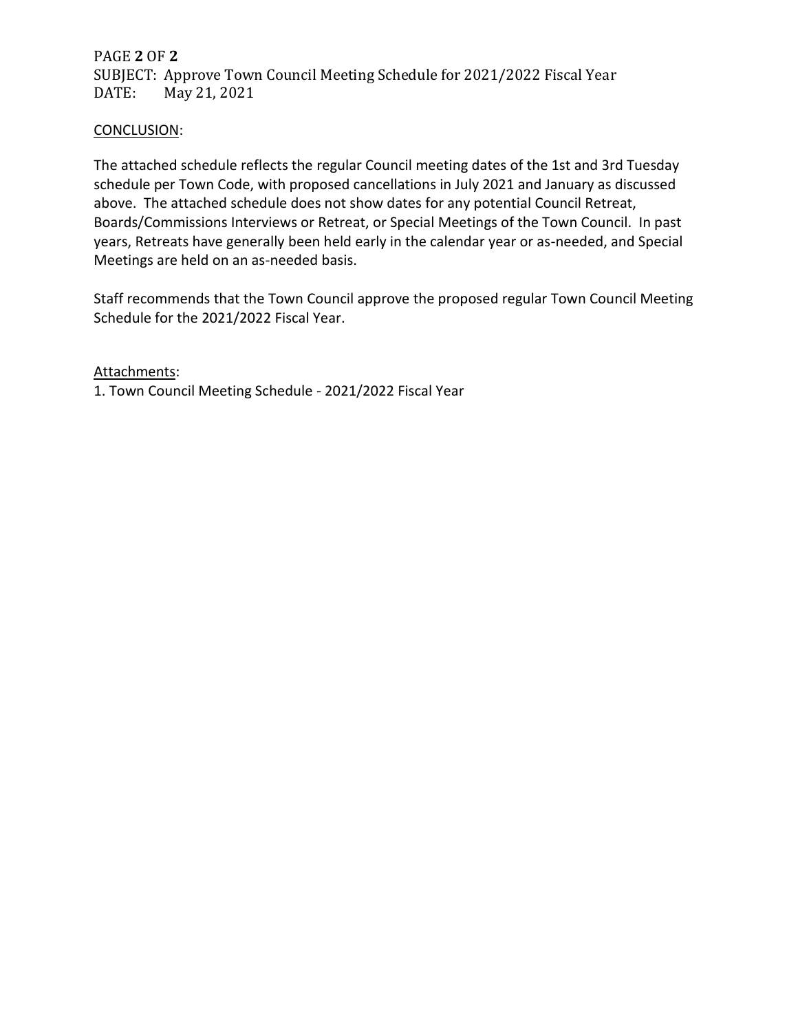## CONCLUSION:

The attached schedule reflects the regular Council meeting dates of the 1st and 3rd Tuesday schedule per Town Code, with proposed cancellations in July 2021 and January as discussed above. The attached schedule does not show dates for any potential Council Retreat, Boards/Commissions Interviews or Retreat, or Special Meetings of the Town Council. In past years, Retreats have generally been held early in the calendar year or as-needed, and Special Meetings are held on an as-needed basis.

Staff recommends that the Town Council approve the proposed regular Town Council Meeting Schedule for the 2021/2022 Fiscal Year.

Attachments:

1. Town Council Meeting Schedule - 2021/2022 Fiscal Year